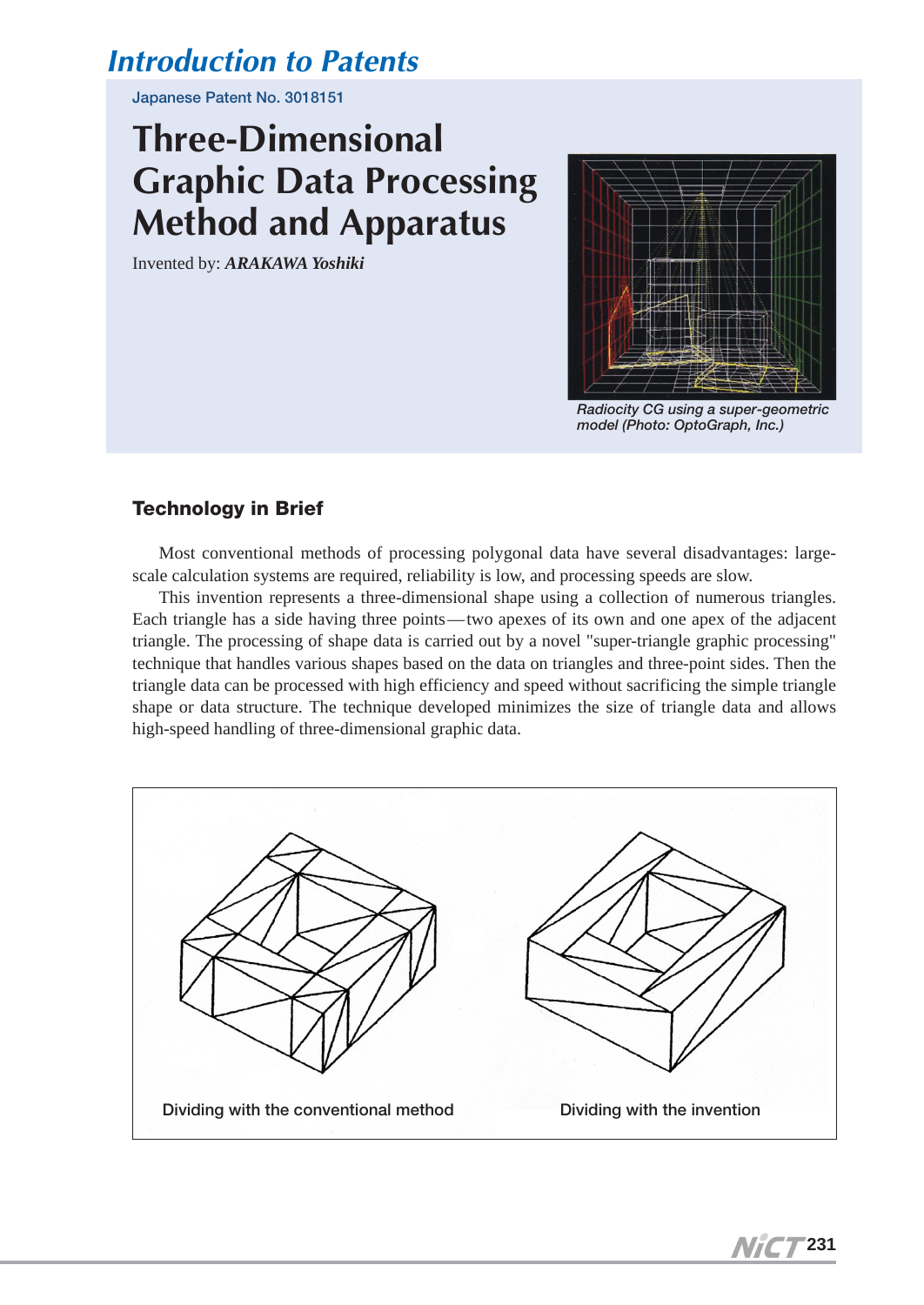# Introduction to Patents

Japanese Patent No. 3018151

## Three-Dimensional Graphic Data Processing Method and Apparatus

Invented by: ***ARAKAWA Yoshiki***

*Radiocity CG using a super-geometric model (Photo: OptoGraph, Inc.)*

### Technology in Brief

Most conventional methods of processing polygonal data have several disadvantages: large-scale calculation systems are required, reliability is low, and processing speeds are slow.

This invention represents a three-dimensional shape using a collection of numerous triangles. Each triangle has a side having three points—two apexes of its own and one apex of the adjacent triangle. The processing of shape data is carried out by a novel "super-triangle graphic processing" technique that handles various shapes based on the data on triangles and three-point sides. Then the triangle data can be processed with high efficiency and speed without sacrificing the simple triangle shape or data structure. The technique developed minimizes the size of triangle data and allows high-speed handling of three-dimensional graphic data.

Dividing with the conventional method

Dividing with the invention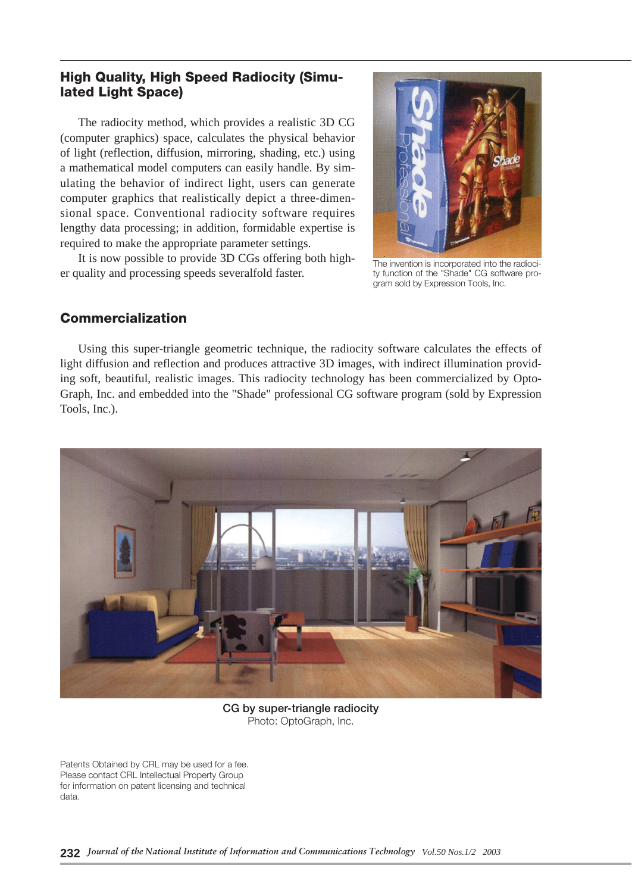## High Quality, High Speed Radiocity (Simulated Light Space)

The radiocity method, which provides a realistic 3D CG (computer graphics) space, calculates the physical behavior of light (reflection, diffusion, mirroring, shading, etc.) using a mathematical model computers can easily handle. By simulating the behavior of indirect light, users can generate computer graphics that realistically depict a three-dimensional space. Conventional radiocity software requires lengthy data processing; in addition, formidable expertise is required to make the appropriate parameter settings.

It is now possible to provide 3D CGs offering both higher quality and processing speeds severalfold faster.

The invention is incorporated into the radiocity function of the "Shade" CG software program sold by Expression Tools, Inc.

## Commercialization

Using this super-triangle geometric technique, the radiocity software calculates the effects of light diffusion and reflection and produces attractive 3D images, with indirect illumination providing soft, beautiful, realistic images. This radiocity technology has been commercialized by OptoGraph, Inc. and embedded into the "Shade" professional CG software program (sold by Expression Tools, Inc.).

**CG by super-triangle radiocity**
Photo: OptoGraph, Inc.

Patents Obtained by CRL may be used for a fee. Please contact CRL Intellectual Property Group for information on patent licensing and technical data.